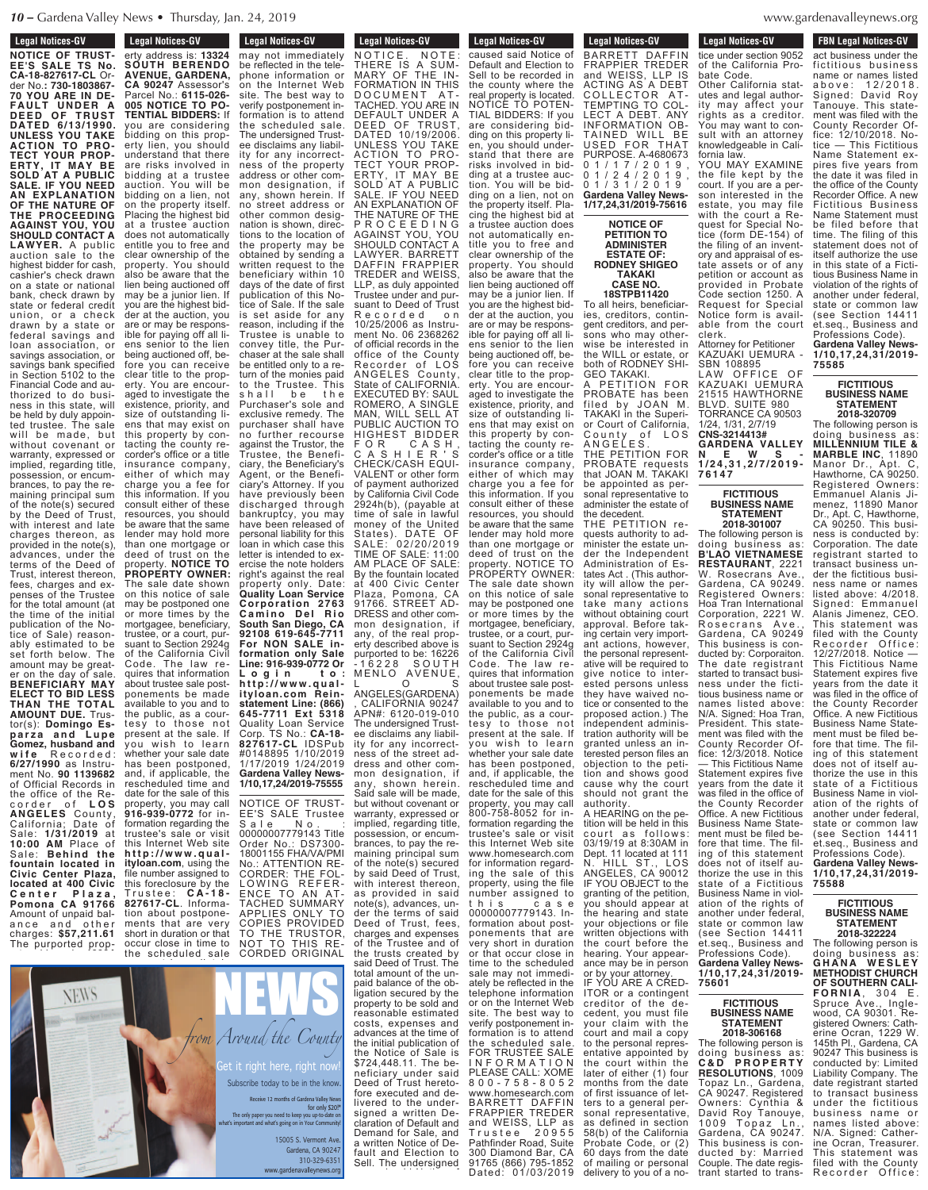Legal Notices-GV

**NOTICE OF TRUSTEE'S SALE TS No. CA-18-827617-CL Order No.: 730-1803867-70 YOU ARE IN DEFAULT UNDER A DEED OF TRUST DATED 6/13/1990. UNLESS YOU TAKE ACTION TO PROTECT YOUR PROPERTY, IT MAY BE SOLD AT A PUBLIC SALE. IF YOU NEED AN EXPLANATION OF THE NATURE OF THE PROCEEDING AGAINST YOU, YOU SHOULD CONTACT A LAWYER.** A public auction sale to the highest bidder for cash, cashier's check drawn on a state or national bank, check drawn by state or federal credit union, or a check drawn by a state or federal savings and loan association, or savings association, or savings bank specified in Section 5102 to the Financial Code and authorized to do business in this state, will be held by duly appointed trustee. The sale will be made, but without covenant or warranty, expressed or implied, regarding title, possession, or encumbrances, to pay the remaining principal sum of the note(s) secured by the Deed of Trust, with interest and late charges thereon, as provided in the note(s), advances, under the terms of the Deed of Trust, interest thereon, fees, charges and expenses of the Trustee for the total amount (at the time of the initial publication of the Notice of Sale) reasonably estimated to be set forth below. The amount may be greater on the day of sale. **BENEFICIARY MAY ELECT TO BID LESS THAN THE TOTAL AMOUNT DUE.** Trustor(s): **Domingo Esparza and Lupe Gomez, husband and wife** Recorded: **6/27/1990** as Instrument No. **90 1139682** of Official Records in the office of the Recorder of **LOS ANGELES** County, California; Date of Sale: **1/31/2019** at **10:00 AM** Place of Sale: **Behind the fountain located in Civic Center Plaza, located at 400 Civic Center Plaza, Pomona CA 91766** Amount of unpaid balance and other charges: **$57,211.61** The purported property address is: **13324 SOUTH BERENDO AVENUE, GARDENA, CA 90247** Assessor's Parcel No.: **6115-026-005 NOTICE TO POTENTIAL BIDDERS:** If you are considering bidding on this property lien, you should understand that there are risks involved in bidding at a trustee auction. You will be bidding on a lien, not on the property itself. Placing the highest bid at a trustee auction does not automatically entitle you to free and clear ownership of the property. You should also be aware that the lien being auctioned off may be a junior lien. If you are the highest bidder at the auction, you are or may be responsible for paying off all liens senior to the lien being auctioned off, before you can receive clear title to the property. You are encouraged to investigate the existence, priority, and size of outstanding liens that may exist on this property by contacting the county recorder's office or a title insurance company, either of which may charge you a fee for this information. If you consult either of these resources, you should be aware that the same lender may hold more than one mortgage or deed of trust on the property. **NOTICE TO PROPERTY OWNER:** The sale date shown on this notice of sale may be postponed one or more times by the mortgagee, beneficiary, trustee, or a court, pursuant to Section 2924g of the California Civil Code. The law requires that information about trustee sale postponements be made available to you and to the public, as a courtesy to those not present at the sale. If you wish to learn whether your sale date has been postponed, and, if applicable, the rescheduled time and date for the sale of this property, you may call **916-939-0772** for information regarding the trustee's sale or visit this Internet Web site **http://www.qualityloan.com**, using the file number assigned to this foreclosure by the Trustee: **CA-18-827617-CL**. Information about postponements that are very short in duration or that occur close in time to the scheduled sale may not immediately be reflected in the telephone information or on the Internet Web site. The best way to verify postponement information is to attend the scheduled sale. The undersigned Trustee disclaims any liability for any incorrectness of the property address or other common designation, if any, shown herein. If no street address or other common designation is shown, directions to the location of the property may be obtained by sending a written request to the beneficiary within 10 days of the date of first publication of this Notice of Sale. If the sale is set aside for any reason, including if the Trustee is unable to convey title, the Purchaser at the sale shall be entitled only to a return of the monies paid to the Trustee. This shall be the Purchaser's sole and exclusive remedy. The purchaser shall have no further recourse against the Trustor, the Trustee, the Beneficiary, the Beneficiary's Agent, or the Beneficiary's Attorney. If you have previously been discharged through bankruptcy, you may have been released of personal liability for this loan in which case this letter is intended to exercise the note holders right's against the real property only. Date: **Quality Loan Service Corporation 2763 Camino Del Rio South San Diego, CA 92108 619-645-7711 For NON SALE information only Sale Line: 916-939-0772 Or Login to: http://www.qualityloan.com Reinstatement Line: (866) 645-7711 Ext 5318** Quality Loan Service Corp. TS No.: **CA-18-827617-CL** IDSPub #0148895 11/20/2019 1/17/2019 1/24/2019
**Gardena Valley News-1/10,17,24/2019-75555**

NOTICE OF TRUSTEE'S SALE Trustee Sale No. : 00000007779143 Title Order No.: DS7300-18001155 FHA/VA/PMI No.: ATTENTION RECORDER: THE FOLLOWING REFERENCE TO AN ATTACHED SUMMARY APPLIES ONLY TO COPIES PROVIDED TO THE TRUSTOR, NOT TO THIS RECORDED ORIGINAL NOTICE. NOTE: THERE IS A SUMMARY OF THE INFORMATION IN THIS DOCUMENT ATTACHED. YOU ARE IN DEFAULT UNDER A DEED OF TRUST, DATED 10/19/2006. UNLESS YOU TAKE ACTION TO PROTECT YOUR PROPERTY, IT MAY BE SOLD AT A PUBLIC SALE. IF YOU NEED AN EXPLANATION OF THE NATURE OF THE PROCEEDING AGAINST YOU, YOU SHOULD CONTACT A LAWYER. BARRETT DAFFIN FRAPPIER TREDER and WEISS, LLP, as duly appointed Trustee under and pursuant to Deed of Trust Recorded on 10/25/2006 as Instrument No. 06 2368262 of official records in the office of the County Recorder of LOS ANGELES County, State of CALIFORNIA. EXECUTED BY: SAUL ROMERO, A SINGLE MAN, WILL SELL AT PUBLIC AUCTION TO HIGHEST BIDDER FOR CASH, CASHIER'S CHECK/CASH EQUIVALENT or other form of payment authorized by California Civil Code 2924h(b), (payable at time of sale in lawful money of the United States). DATE OF SALE: 02/20/2019 TIME OF SALE: 11:00 AM PLACE OF SALE: By the fountain located at 400 Civic Center Plaza, Pomona, CA 91766. STREET ADDRESS and other common designation, if any, of the real property described above is purported to be: 16226 -16228 SOUTH MENLO AVENUE, LOS ANGELES(GARDENA), CALIFORNIA 90247 APN#: 6120-019-010 The undersigned Trustee disclaims any liability for any incorrectness of the street address and other common designation, if any, shown herein. Said sale will be made, but without covenant or warranty, expressed or implied, regarding title, possession, or encumbrances, to pay the remaining principal sum of the note(s) secured by said Deed of Trust, with interest thereon, as provided in said note(s), advances, under the terms of said Deed of Trust, fees, charges and expenses of the Trustee and of the trusts created by said Deed of Trust. The total amount of the unpaid balance of the obligation secured by the property to be sold and reasonable estimated costs, expenses and advances at the time of the initial publication of the Notice of Sale is $724,448.11. The beneficiary under said Deed of Trust heretofore executed and delivered to the undersigned a written Declaration of Default and Demand for Sale, and a written Notice of Default and Election to Sell. The undersigned caused said Notice of Default and Election to Sell to be recorded in the county where the real property is located. NOTICE TO POTENTIAL BIDDERS: If you are considering bidding on this property lien, you should understand that there are risks involved in bidding at a trustee auction. You will be bidding on a lien, not on the property itself. Placing the highest bid at a trustee auction does not automatically entitle you to free and clear ownership of the property. You should also be aware that the lien being auctioned off may be a junior lien. If you are the highest bidder at the auction, you are or may be responsible for paying off all liens senior to the lien being auctioned off, before you can receive clear title to the property. You are encouraged to investigate the existence, priority, and size of outstanding liens that may exist on this property by contacting the county recorder's office or a title insurance company, either of which may charge you a fee for this information. If you consult either of these resources, you should be aware that the same lender may hold more than one mortgage or deed of trust on the property. NOTICE TO PROPERTY OWNER: The sale date shown on this notice of sale may be postponed one or more times by the mortgagee, beneficiary, trustee, or a court, pursuant to Section 2924g of the California Civil Code. The law requires that information about trustee sale postponements be made available to you and to the public, as a courtesy to those not present at the sale. If you wish to learn whether your sale date has been postponed, and, if applicable, the rescheduled time and date for the sale of this property, you may call 800-758-8052 for information regarding the trustee's sale or visit this Internet Web site www.homesearch.com for information regarding the sale of this property, using the file number assigned to this case 00000007779143. Information about postponements that are very short in duration or that occur close in time to the scheduled sale may not immediately be reflected in the telephone information or on the Internet Web site. The best way to verify postponement information is to attend the scheduled sale. FOR TRUSTEE SALE INFORMATION PLEASE CALL: XOME 800-758-8052 www.homesearch.com BARRETT DAFFIN FRAPPIER TREDER and WEISS, LLP as Trustee 20955 Pathfinder Road, Suite 300 Diamond Bar, CA 91765 (866) 795-1852 Dated: 01/03/2019 BARRETT DAFFIN FRAPPIER TREDER and WEISS, LLP IS ACTING AS A DEBT COLLECTOR ATTEMPTING TO COLLECT A DEBT. ANY INFORMATION OBTAINED WILL BE USED FOR THAT PURPOSE. A-4680673 01/17/2019, 01/24/2019, 01/31/2019
**Gardena Valley News-1/17,24,31/2019-75616**

**NOTICE OF PETITION TO ADMINISTER ESTATE OF: RODNEY SHIGEO TAKAKI CASE NO. 18STPB11420**

To all heirs, beneficiaries, creditors, contingent creditors, and persons who may otherwise be interested in the WILL or estate, or both of RODNEY SHIGEO TAKAKI.

A PETITION FOR PROBATE has been filed by JOAN M. TAKAKI in the Superior Court of California, County of LOS ANGELES.

THE PETITION FOR PROBATE requests that JOAN M. TAKAKI be appointed as personal representative to administer the estate of the decedent.

THE PETITION requests authority to administer the estate under the Independent Administration of Estates Act . (This authority will allow the personal representative to take many actions without obtaining court approval. Before taking certain very important actions, however, the personal representative will be required to give notice to interested persons unless they have waived notice or consented to the proposed action.) The independent administration authority will be granted unless an interested person files an objection to the petition and shows good cause why the court should not grant the authority.

A HEARING on the petition will be held in this court as follows: 03/19/19 at 8:30AM in Dept. 11 located at 111 N. HILL ST., LOS ANGELES, CA 90012

IF YOU OBJECT to the granting of the petition, you should appear at the hearing and state your objections or file written objections with the court before the hearing. Your appearance may be in person or by your attorney.

IF YOU ARE A CREDITOR or a contingent creditor of the decedent, you must file your claim with the court and mail a copy to the personal representative appointed by the court within the later of either (1) four months from the date of first issuance of letters to a general personal representative, as defined in section 58(b) of the California Probate Code, or (2) 60 days from the date of mailing or personal delivery to you of a notice under section 9052 of the California Probate Code.

Other California statutes and legal authority may affect your rights as a creditor. You may want to consult with an attorney knowledgeable in California law.

YOU MAY EXAMINE the file kept by the court. If you are a person interested in the estate, you may file with the court a Request for Special Notice (form DE-154) of the filing of an inventory and appraisal of estate assets or of any petition or account as provided in Probate Code section 1250. A Request for Special Notice form is available from the court clerk.

Attorney for Petitioner
KAZUAKI UEMURA - SBN 108895
LAW OFFICE OF KAZUAKI UEMURA
21515 HAWTHORNE BLVD. SUITE 980
TORRANCE CA 90503
1/24, 1/31, 2/7/19
**CNS-3214413#**
**GARDENA VALLEY NEWS - 1/24,31,2/7/2019-76147**

**FICTITIOUS BUSINESS NAME STATEMENT 2018-301007**

The following person is doing business as: **B'LAO VIETNAMESE RESTAURANT**, 2221 W. Rosecrans Ave., Gardena, CA 90249. Registered Owners: Hoa Tran International Corporation, 2221 W. Rosecrans Ave., Gardena, CA 90249 This business is conducted by: Corporation. The date registrant started to transact business under the fictitious business name or names listed above: N/A. Signed: Hoa Tran, President. This statement was filed with the County Recorder Office: 12/3/2018. Notice — This Fictitious Name Statement expires five years from the date it was filed in the office of the County Recorder Office. A new Fictitious Business Name Statement must be filed before that time. The filing of this statement does not of itself authorize the use in this state of a Fictitious Business Name in violation of the rights of another under federal, state or common law (see Section 14411 et.seq., Business and Professions Code).
**Gardena Valley News-1/10,17,24,31/2019-75601**

**FICTITIOUS BUSINESS NAME STATEMENT 2018-306168**

The following person is doing business as: **C&D PROPERTY RESOLUTIONS**, 1009 Topaz Ln., Gardena, CA 90247. Registered Owners: Cynthia & David Roy Tanouye, 1009 Topaz Ln., Gardena, CA 90247. This business is conducted by: Married Couple. The date registrant started to transact business under the fictitious business name or names listed above: 12/2018. Signed: David Roy Tanouye. This statement was filed with the County Recorder Office: 12/10/2018. Notice — This Fictitious Name Statement expires five years from the date it was filed in the office of the County Recorder Office. A new Fictitious Business Name Statement must be filed before that time. The filing of this statement does not of itself authorize the use in this state of a Fictitious Business Name in violation of the rights of another under federal, state or common law (see Section 14411 et.seq., Business and Professions Code).
**Gardena Valley News-1/10,17,24,31/2019-75585**

**FICTITIOUS BUSINESS NAME STATEMENT 2018-320709**

The following person is doing business as: **MILLENNIUM TILE & MARBLE INC**, 11890 Manor Dr., Apt. C, Hawthorne, CA 90250. Registered Owners: Emmanuel Alanis Jimenez, 11890 Manor Dr., Apt. C, Hawthorne, CA 90250. This business is conducted by: Corporation. The date registrant started to transact business under the fictitious business name or names listed above: 4/2018. Signed: Emmanuel Alanis Jimenez, CEO. This statement was filed with the County Recorder Office: 12/27/2018. Notice — This Fictitious Name Statement expires five years from the date it was filed in the office of the County Recorder Office. A new Fictitious Business Name Statement must be filed before that time. The filing of this statement does not of itself authorize the use in this state of a Fictitious Business Name in violation of the rights of another under federal, state or common law (see Section 14411 et.seq., Business and Professions Code).
**Gardena Valley News-1/10,17,24,31/2019-75588**

**FICTITIOUS BUSINESS NAME STATEMENT 2018-322224**

The following person is doing business as: **GHANA WESLEY METHODIST CHURCH OF SOUTHERN CALIFORNIA**, 304 E. Spruce Ave., Inglewood, CA 90301. Registered Owners: Catherine Ocran, 1229 W. 145th Pl., Gardena, CA 90247 This business is conducted by: Limited Liability Company. The date registrant started to transact business under the fictitious business name or names listed above: N/A. Signed: Catherine Ocran, Treasurer. This statement was filed with the County Recorder Office:

NEWS from Around the County

Get it right here, right now!

Subscribe today to be in the know.

Receive 12 months of Gardena Valley News for only $20!*
The only paper you need to keep you up-to-date on what's important and what's going on in Your Community!

15005 S. Vermont Ave.
Gardena, CA 90247
310-329-6351
www.gardenavalleynews.org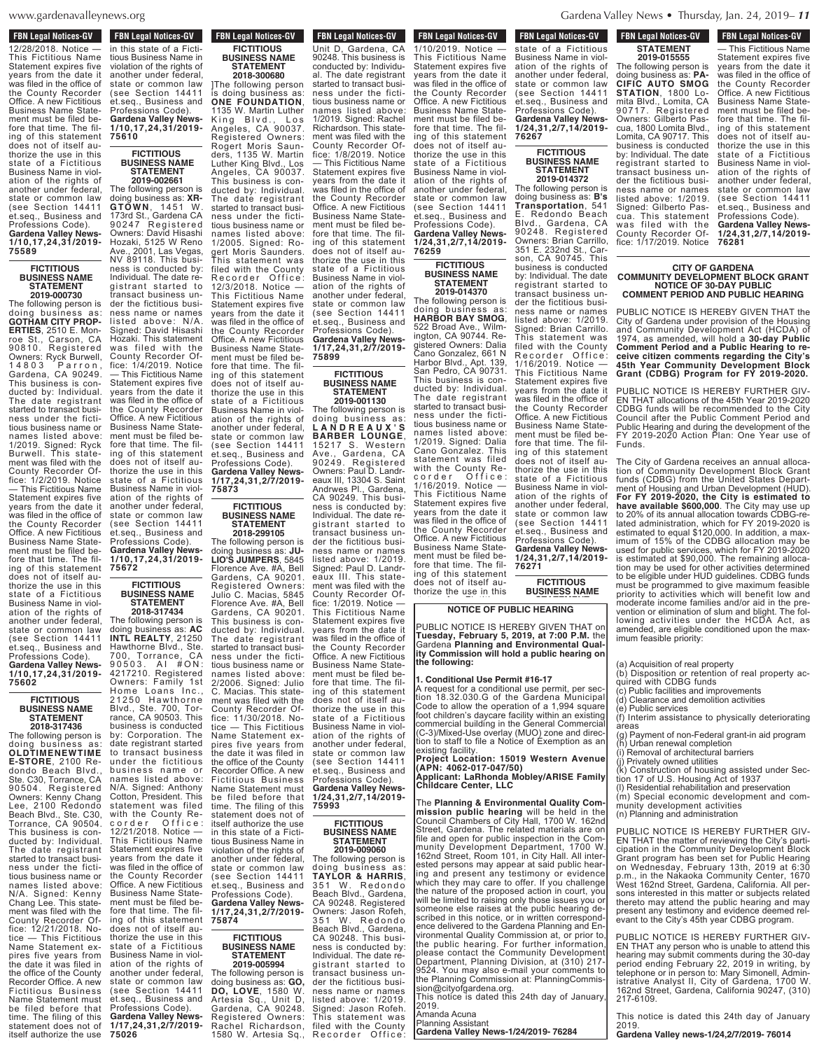12/28/2018. Notice — This Fictitious Name Statement expires five years from the date it was filed in the office of the County Recorder Office. A new Fictitious Business Name Statement must be filed before that time. The filing of this statement does not of itself authorize the use in this state of a Fictitious Business Name in violation of the rights of another under federal, state or common law (see Section 14411 et.seq., Business and Professions Code).
**Gardena Valley News-1/10,17,24,31/2019-75589**

### FICTITIOUS BUSINESS NAME STATEMENT 2019-000730

The following person is doing business as: **GOTHAM CITY PROPERTIES**, 2510 E. Monroe St., Carson, CA 90810. Registered Owners: Ryck Burwell, 14803 Parron, Gardena, CA 90249. This business is conducted by: Individual. The date registrant started to transact business under the fictitious business name or names listed above: 1/2019. Signed: Ryck Burwell. This statement was filed with the County Recorder Office: 1/2/2019. Notice — This Fictitious Name Statement expires five years from the date it was filed in the office of the County Recorder Office. A new Fictitious Business Name Statement must be filed before that time. The filing of this statement does not of itself authorize the use in this state of a Fictitious Business Name in violation of the rights of another under federal, state or common law (see Section 14411 et.seq., Business and Professions Code).
**Gardena Valley News-1/10,17,24,31/2019-75602**

### FICTITIOUS BUSINESS NAME STATEMENT 2018-317436

The following person is doing business as: **OLDTIMENEWTIME E-STORE**, 2100 Redondo Beach Blvd., Ste. C30, Torrance, CA 90504. Registered Owners: Kenny Chang Lee, 2100 Redondo Beach Blvd., Ste. C30, Torrance, CA 90504. This business is conducted by: Individual. The date registrant started to transact business under the fictitious business name or names listed above: N/A. Signed: Kenny Chang Lee. This statement was filed with the County Recorder Office: 12/21/2018. Notice — This Fictitious Name Statement expires five years from the date it was filed in the office of the County Recorder Office. A new Fictitious Business Name Statement must be filed before that time. The filing of this statement does not of itself authorize the use in this state of a Fictitious Business Name in violation of the rights of another under federal, state or common law (see Section 14411 et.seq., Business and Professions Code).
**Gardena Valley News-1/10,17,24,31/2019-75610**

### FICTITIOUS BUSINESS NAME STATEMENT 2019-002661

The following person is doing business as: **XR-GTOWN**, 1451 W. 173rd St., Gardena CA 90247. Registered Owners: David Hisashi Hozaki, 5125 W Reno Ave., 2001, Las Vegas, NV 89118. This business is conducted by: Individual. The date registrant started to transact business under the fictitious business name or names listed above: N/A. Signed: David Hisashi Hozaki. This statement was filed with the County Recorder Office: 1/4/2019. Notice — This Fictitious Name Statement expires five years from the date it was filed in the office of the County Recorder Office. A new Fictitious Business Name Statement must be filed before that time. The filing of this statement does not of itself authorize the use in this state of a Fictitious Business Name in violation of the rights of another under federal, state or common law (see Section 14411 et.seq., Business and Professions Code).
**Gardena Valley News-1/10,17,24,31/2019-75672**

### FICTITIOUS BUSINESS NAME STATEMENT 2018-317434

The following person is doing business as: **AC INTL REALTY**, 21250 Hawthorne Blvd., Ste. 700, Torrance, CA 90503. AI #ON: 4217210. Registered Owners: Family 1st Home Loans Inc., 21250 Hawthorne Blvd., Ste. 700, Torrance, CA 90503. This business is conducted by: Corporation. The date registrant started to transact business under the fictitious business name or names listed above: N/A. Signed: Anthony Cotton, President. This statement was filed with the County Recorder Office: 12/21/2018. Notice — This Fictitious Name Statement expires five years from the date it was filed in the office of the County Recorder Office. A new Fictitious Business Name Statement must be filed before that time. The filing of this statement does not of itself authorize the use in this state of a Fictitious Business Name in violation of the rights of another under federal, state or common law (see Section 14411 et.seq., Business and Professions Code).
**Gardena Valley News-1/17,24,31,2/7/2019-75026**

### FICTITIOUS BUSINESS NAME STATEMENT 2018-300680

]The following person is doing business as: **ONE FOUNDATION**, 1135 W. Martin Luther King Blvd., Los Angeles, CA 90037. Registered Owners: Rogert Moris Saunders, 1135 W. Martin Luther King Blvd., Los Angeles, CA 90037. This business is conducted by: Individual. The date registrant started to transact business under the fictitious business name or names listed above: 1/2005. Signed: Rogert Moris Saunders. This statement was filed with the County Recorder Office: 12/3/2018. Notice — This Fictitious Name Statement expires five years from the date it was filed in the office of the County Recorder Office. A new Fictitious Business Name Statement must be filed before that time. The filing of this statement does not of itself authorize the use in this state of a Fictitious Business Name in violation of the rights of another under federal, state or common law (see Section 14411 et.seq., Business and Professions Code).
**Gardena Valley News-1/17,24,31,2/7/2019-75873**

### FICTITIOUS BUSINESS NAME STATEMENT 2018-299105

The following person is doing business as: **JULIO'S JUMPERS**, 5845 Florence Ave. #A, Bell Gardens, CA 90201. Registered Owners: Julio C. Macias, 5845 Florence Ave. #A, Bell Gardens, CA 90201. This business is conducted by: Individual. The date registrant started to transact business under the fictitious business name or names listed above: 2/2006. Signed: Julio C. Macias. This statement was filed with the County Recorder Office: 11/30/2018. Notice — This Fictitious Name Statement expires five years from the date it was filed in the office of the County Recorder Office. A new Fictitious Business Name Statement must be filed before that time. The filing of this statement does not of itself authorize the use in this state of a Fictitious Business Name in violation of the rights of another under federal, state or common law (see Section 14411 et.seq., Business and Professions Code).
**Gardena Valley News-1/17,24,31,2/7/2019-75874**

### FICTITIOUS BUSINESS NAME STATEMENT 2019-005994

The following person is doing business as: **GO, DO, LOVE**, 1580 W. Artesia Sq., Unit D, Gardena, CA 90248. Registered Owners: Rachel Richardson, 1580 W. Artesia Sq., Unit D, Gardena, CA 90248. This business is conducted by: Individual. The date registrant started to transact business under the fictitious business name or names listed above: 1/2019. Signed: Rachel Richardson. This statement was filed with the County Recorder Office: 1/8/2019. Notice — This Fictitious Name Statement expires five years from the date it was filed in the office of the County Recorder Office. A new Fictitious Business Name Statement must be filed before that time. The filing of this statement does not of itself authorize the use in this state of a Fictitious Business Name in violation of the rights of another under federal, state or common law (see Section 14411 et.seq., Business and Professions Code).
**Gardena Valley News-1/17,24,31,2/7/2019-75899**

### FICTITIOUS BUSINESS NAME STATEMENT 2019-00130

The following person is doing business as: **LANDREAUX'S BARBER LOUNGE**, 15217 S. Western Ave., Gardena, CA 90249. Registered Owners: Paul D. Landreaux III, 13304 S. Saint Andrwes Pl., Gardena, CA 90249. This business is conducted by: Individual. The date registrant started to transact business under the fictitious business name or names listed above: 1/2019. Signed: Paul D. Landreaux III. This statement was filed with the County Recorder Office: 1/2019. Notice — This Fictitious Name Statement expires five years from the date it was filed in the office of the County Recorder Office. A new Fictitious Business Name Statement must be filed before that time. The filing of this statement does not of itself authorize the use in this state of a Fictitious Business Name in violation of the rights of another under federal, state or common law (see Section 14411 et.seq., Business and Professions Code).
**Gardena Valley News-1/24,31,2/7,14/2019-75993**

### FICTITIOUS BUSINESS NAME STATEMENT 2019-009060

The following person is doing business as: **TAYLOR & HARRIS**, 351 W. Redondo Beach Blvd., Gardena, CA 90248. Registered Owners: Jason Rofeh, 351 W. Redondo Beach Blvd., Gardena, CA 90248. This business is conducted by: Individual. The date registrant started to transact business under the fictitious business name or names listed above: 1/2019. Signed: Jason Rofeh. This statement was filed with the County Recorder Office: 1/10/2019. Notice — This Fictitious Name Statement expires five years from the date it was filed in the office of the County Recorder Office. A new Fictitious Business Name Statement must be filed before that time. The filing of this statement does not of itself authorize the use in this state of a Fictitious Business Name in violation of the rights of another under federal, state or common law (see Section 14411 et.seq., Business and Professions Code).
**Gardena Valley News-1/24,31,2/7,14/2019-76259**

### FICTITIOUS BUSINESS NAME STATEMENT 2019-014370

The following person is doing business as: **HARBOR BAY SMOG**, 522 Broad Ave., Wilmington, CA 90744. Registered Owners: Dalia Cano Gonzalez, 661 N Harbor Blvd., Apt. 139, San Pedro, CA 90731. This business is conducted by: Individual. The date registrant started to transact business under the fictitious business name or names listed above: 1/2019. Signed: Dalia Cano Gonzalez. This statement was filed with the County Recorder Office: 1/16/2019. Notice — This Fictitious Name Statement expires five years from the date it was filed in the office of the County Recorder Office. A new Fictitious Business Name Statement must be filed before that time. The filing of this statement does not of itself authorize the use in this state of a Fictitious Business Name in violation of the rights of another under federal, state or common law (see Section 14411 et.seq., Business and Professions Code).
**Gardena Valley News-1/24,31,2/7,14/2019-76267**

### FICTITIOUS BUSINESS NAME STATEMENT 2019-014372

The following person is doing business as: **B's Transportation**, 541 E. Redondo Beach Blvd., Gardena, CA 90248. Registered Owners: Brian Carrillo, 351 E. 232nd St., Carson, CA 90745. This business is conducted by: Individual. The date registrant started to transact business under the fictitious business name or names listed above: 1/2019. Signed: Brian Carrillo. This statement was filed with the County Recorder Office: 1/16/2019. Notice — This Fictitious Name Statement expires five years from the date it was filed in the office of the County Recorder Office. A new Fictitious Business Name Statement must be filed before that time. The filing of this statement does not of itself authorize the use in this state of a Fictitious Business Name in violation of the rights of another under federal, state or common law (see Section 14411 et.seq., Business and Professions Code).
**Gardena Valley News-1/24,31,2/7,14/2019-76271**

### FICTITIOUS BUSINESS NAME STATEMENT 2019-015555

The following person is doing business as: **PACIFIC AUTO SMOG STATION**, 1800 Lomita Blvd., Lomita, CA 90717. Registered Owners: Gilberto Pascua, 1800 Lomita Blvd., Lomita, CA 90717. This business is conducted by: Individual. The date registrant started to transact business under the fictitious business name or names listed above: 1/2019. Signed: Gilberto Pascua. This statement was filed with the County Recorder Office: 1/17/2019. Notice — This Fictitious Name Statement expires five years from the date it was filed in the office of the County Recorder Office. A new Fictitious Business Name Statement must be filed before that time. The filing of this statement does not of itself authorize the use in this state of a Fictitious Business Name in violation of the rights of another under federal, state or common law (see Section 14411 et.seq., Business and Professions Code).
**Gardena Valley News-1/24,31,2/7,14/2019-76281**

### NOTICE OF PUBLIC HEARING

PUBLIC NOTICE IS HEREBY GIVEN THAT on **Tuesday, February 5, 2019, at 7:00 P.M.** the Gardena **Planning and Environmental Quality Commission will hold a public hearing on the following:**

**1. Conditional Use Permit #16-17**
A request for a conditional use permit, per section 18.32.030.G of the Gardena Municipal Code to allow the operation of a 1,994 square foot children's daycare facility within an existing commercial building in the General Commercial (C-3)/Mixed-Use overlay (MUO) zone and direction to staff to file a Notice of Exemption as an existing facility.
**Project Location: 15019 Western Avenue (APN: 4062-017-047/50)**
**Applicant: LaRhonda Mobley/ARISE Family Childcare Center, LLC**

The **Planning & Environmental Quality Commission public hearing** will be held in the Council Chambers of City Hall, 1700 W. 162nd Street, Gardena. The related materials are on file and open for public inspection in the Community Development Department, 1700 W. 162nd Street, Room 101, in City Hall. All interested persons may appear at said public hearing and present any testimony or evidence which they may care to offer. If you challenge the nature of the proposed action in court, you will be limited to raising only those issues you or someone else raises at the public hearing described in this notice, or in written correspondence delivered to the Gardena Planning and Environmental Quality Commission at, or prior to, the public hearing. For further information, please contact the Community Development Department, Planning Division, at (310) 217-9524. You may also e-mail your comments to the Planning Commission at: PlanningCommission@cityofgardena.org.
This notice is dated this 24th day of January, 2019.
Amanda Acuna
Planning Assistant
**Gardena Valley News-1/24/2019- 76284**

### CITY OF GARDENA COMMUNITY DEVELOPMENT BLOCK GRANT NOTICE OF 30-DAY PUBLIC COMMENT PERIOD AND PUBLIC HEARING

PUBLIC NOTICE IS HEREBY GIVEN THAT the City of Gardena under provision of the Housing and Community Development Act (HCDA) of 1974, as amended, will hold a **30-day Public Comment Period and a Public Hearing to receive citizen comments regarding the City's 45th Year Community Development Block Grant (CDBG) Program for FY 2019-2020.**

PUBLIC NOTICE IS HEREBY FURTHER GIVEN THAT allocations of the 45th Year 2019-2020 CDBG funds will be recommended to the City Council after the Public Comment Period and Public Hearing and during the development of the FY 2019-2020 Action Plan: One Year use of Funds.

The City of Gardena receives an annual allocation of Community Development Block Grant funds (CDBG) from the United States Department of Housing and Urban Development (HUD). **For FY 2019-2020, the City is estimated to have available $600,000**. The City may use up to 20% of its annual allocation towards CDBG-related administration, which for FY 2019-2020 is estimated to equal $120,000. In addition, a maximum of 15% of the CDBG allocation may be used for public services, which for FY 2019-2020 is estimated at $90,000. The remaining allocation may be used for other activities determined to be eligible under HUD guidelines. CDBG funds must be programmed to give maximum feasible priority to activities which will benefit low and moderate income families and/or aid in the prevention or elimination of slum and blight. The following activities under the HCDA Act, as amended, are eligible conditioned upon the maximum feasible priority:

(a) Acquisition of real property
(b) Disposition or retention of real property acquired with CDBG funds
(c) Public facilities and improvements
(d) Clearance and demolition activities
(e) Public services
(f) Interim assistance to physically deteriorating areas
(g) Payment of non-Federal grant-in aid program
(h) Urban renewal completion
(i) Removal of architectural barriers
(j) Privately owned utilities
(k) Construction of housing assisted under Section 17 of U.S. Housing Act of 1937
(l) Residential rehabilitation and preservation
(m) Special economic development and community development activities
(n) Planning and administration

PUBLIC NOTICE IS HEREBY FURTHER GIVEN THAT the matter of reviewing the City's participation in the Community Development Block Grant program has been set for Public Hearing on Wednesday, February 13th, 2019 at 6:30 p.m., in the Nakaoka Community Center, 1670 West 162nd Street, Gardena, California. All persons interested in this matter or subjects related thereto may attend the public hearing and may present any testimony and evidence deemed relevant to the City's 45th year CDBG program.

PUBLIC NOTICE IS HEREBY FURTHER GIVEN THAT any person who is unable to attend this hearing may submit comments during the 30-day period ending February 22, 2019 in writing, by telephone or in person to: Mary Simonell, Administrative Analyst II, City of Gardena, 1700 W. 162nd Street, Gardena, California 90247, (310) 217-6109.

This notice is dated this 24th day of January 2019.
**Gardena Valley news-1/24,2/7/2019- 76014**